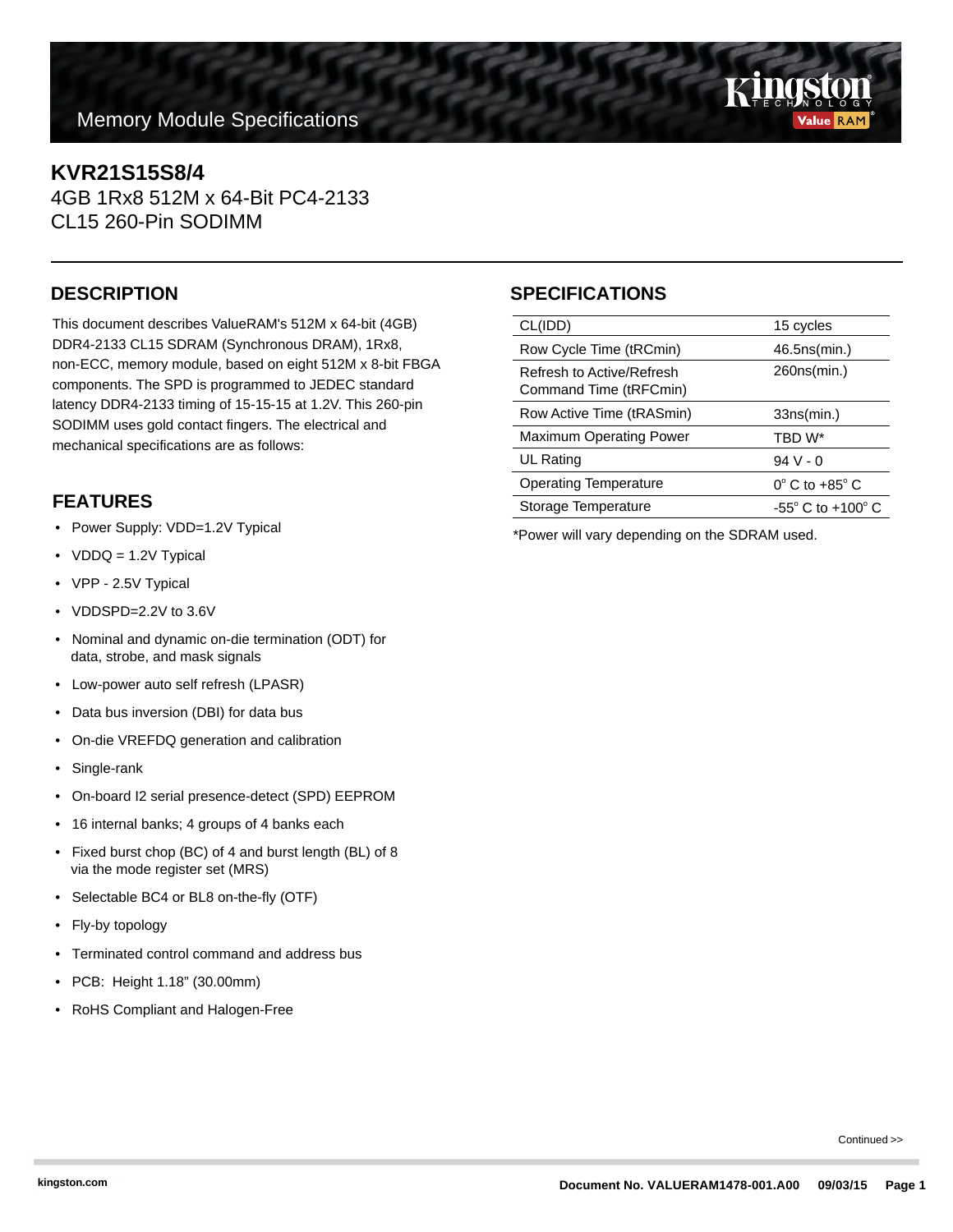Memory Module Specifications

# KVR21S15S8/4

4GB 1Rx8 512M x 64-Bit PC4-2133
CL15 260-Pin SODIMM

## DESCRIPTION

This document describes ValueRAM's 512M x 64-bit (4GB) DDR4-2133 CL15 SDRAM (Synchronous DRAM), 1Rx8, non-ECC, memory module, based on eight 512M x 8-bit FBGA components. The SPD is programmed to JEDEC standard latency DDR4-2133 timing of 15-15-15 at 1.2V. This 260-pin SODIMM uses gold contact fingers. The electrical and mechanical specifications are as follows:

## FEATURES

- Power Supply: VDD=1.2V Typical
- VDDQ = 1.2V Typical
- VPP - 2.5V Typical
- VDDSPD=2.2V to 3.6V
- Nominal and dynamic on-die termination (ODT) for data, strobe, and mask signals
- Low-power auto self refresh (LPASR)
- Data bus inversion (DBI) for data bus
- On-die VREFDQ generation and calibration
- Single-rank
- On-board I2 serial presence-detect (SPD) EEPROM
- 16 internal banks; 4 groups of 4 banks each
- Fixed burst chop (BC) of 4 and burst length (BL) of 8 via the mode register set (MRS)
- Selectable BC4 or BL8 on-the-fly (OTF)
- Fly-by topology
- Terminated control command and address bus
- PCB: Height 1.18" (30.00mm)
- RoHS Compliant and Halogen-Free

## SPECIFICATIONS

| | |
|---|---|
| CL(IDD) | 15 cycles |
| Row Cycle Time (tRCmin) | 46.5ns(min.) |
| Refresh to Active/Refresh Command Time (tRFCmin) | 260ns(min.) |
| Row Active Time (tRASmin) | 33ns(min.) |
| Maximum Operating Power | TBD W* |
| UL Rating | 94 V - 0 |
| Operating Temperature | 0° C to +85° C |
| Storage Temperature | -55° C to +100° C |

*Power will vary depending on the SDRAM used.

Continued >>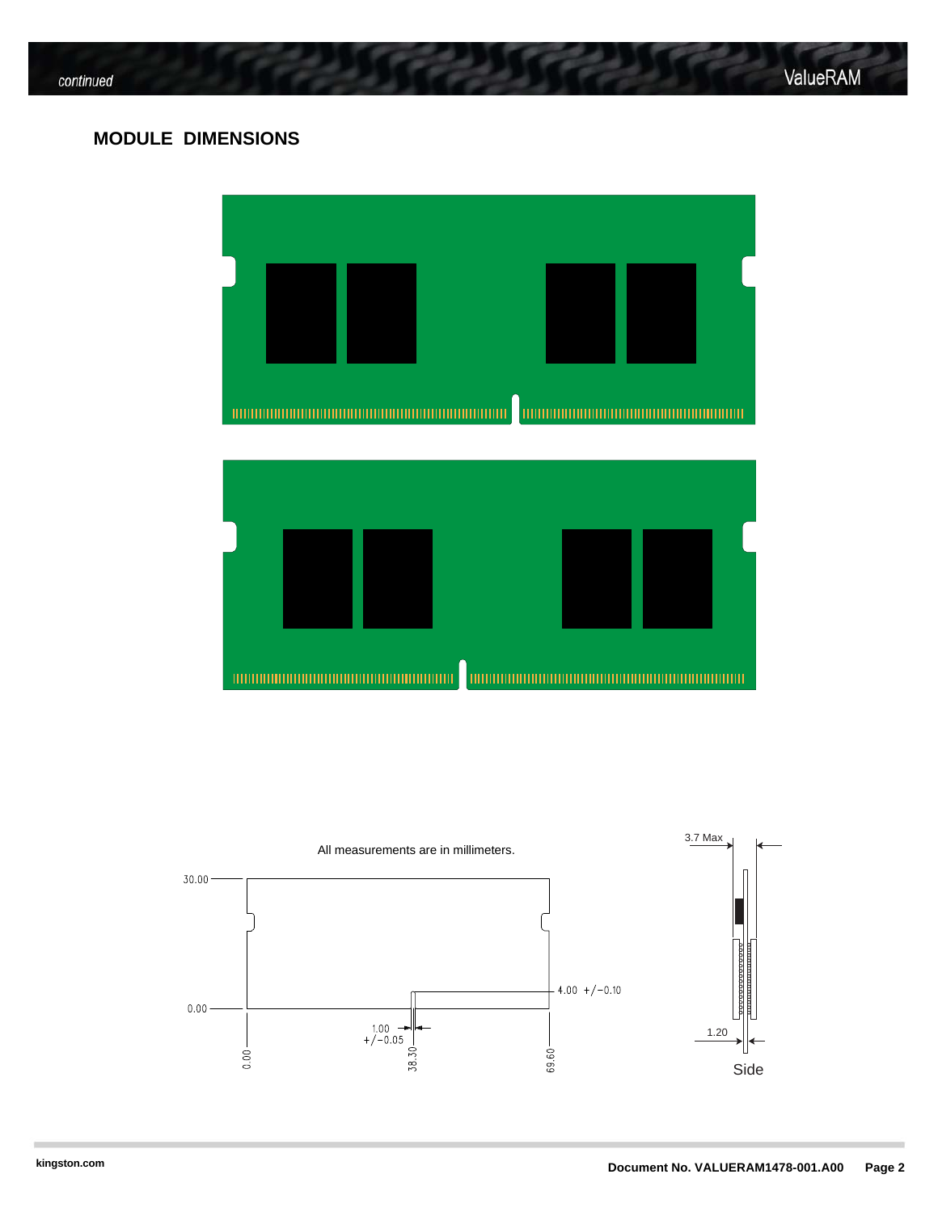## MODULE DIMENSIONS

All measurements are in millimeters.

30.00

0.00

4.00 +/−0.10

1.00
+/−0.05

0.00

38.30

69.60

3.7 Max

1.20

Side